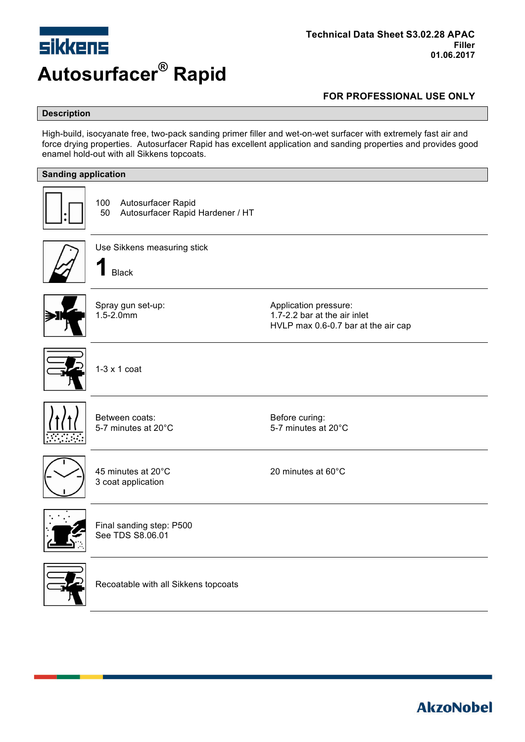sikkens

**Technical Data Sheet S3.02.28 APAC**
**Filler**
**01.06.2017**

# Autosurfacer® Rapid

**FOR PROFESSIONAL USE ONLY**

## Description

High-build, isocyanate free, two-pack sanding primer filler and wet-on-wet surfacer with extremely fast air and force drying properties. Autosurfacer Rapid has excellent application and sanding properties and provides good enamel hold-out with all Sikkens topcoats.

## Sanding application

100 Autosurfacer Rapid
50 Autosurfacer Rapid Hardener / HT

Use Sikkens measuring stick
**1** Black

Spray gun set-up:
1.5-2.0mm

Application pressure:
1.7-2.2 bar at the air inlet
HVLP max 0.6-0.7 bar at the air cap

1-3 x 1 coat

Between coats:
5-7 minutes at 20°C

Before curing:
5-7 minutes at 20°C

45 minutes at 20°C
3 coat application

20 minutes at 60°C

Final sanding step: P500
See TDS S8.06.01

Recoatable with all Sikkens topcoats

AkzoNobel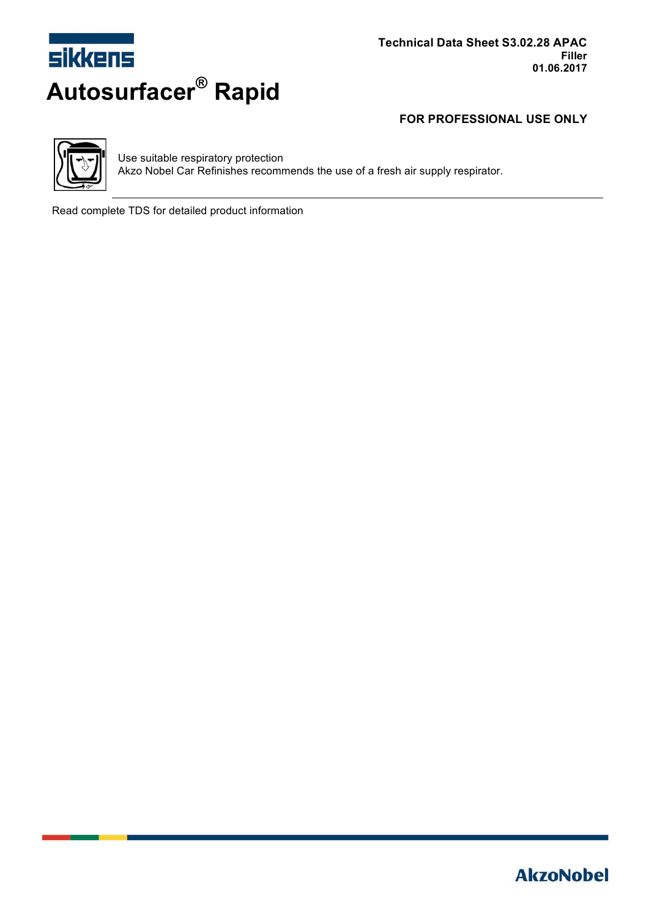Technical Data Sheet S3.02.28 APAC
Filler
01.06.2017

# Autosurfacer® Rapid

**FOR PROFESSIONAL USE ONLY**

Use suitable respiratory protection
Akzo Nobel Car Refinishes recommends the use of a fresh air supply respirator.

Read complete TDS for detailed product information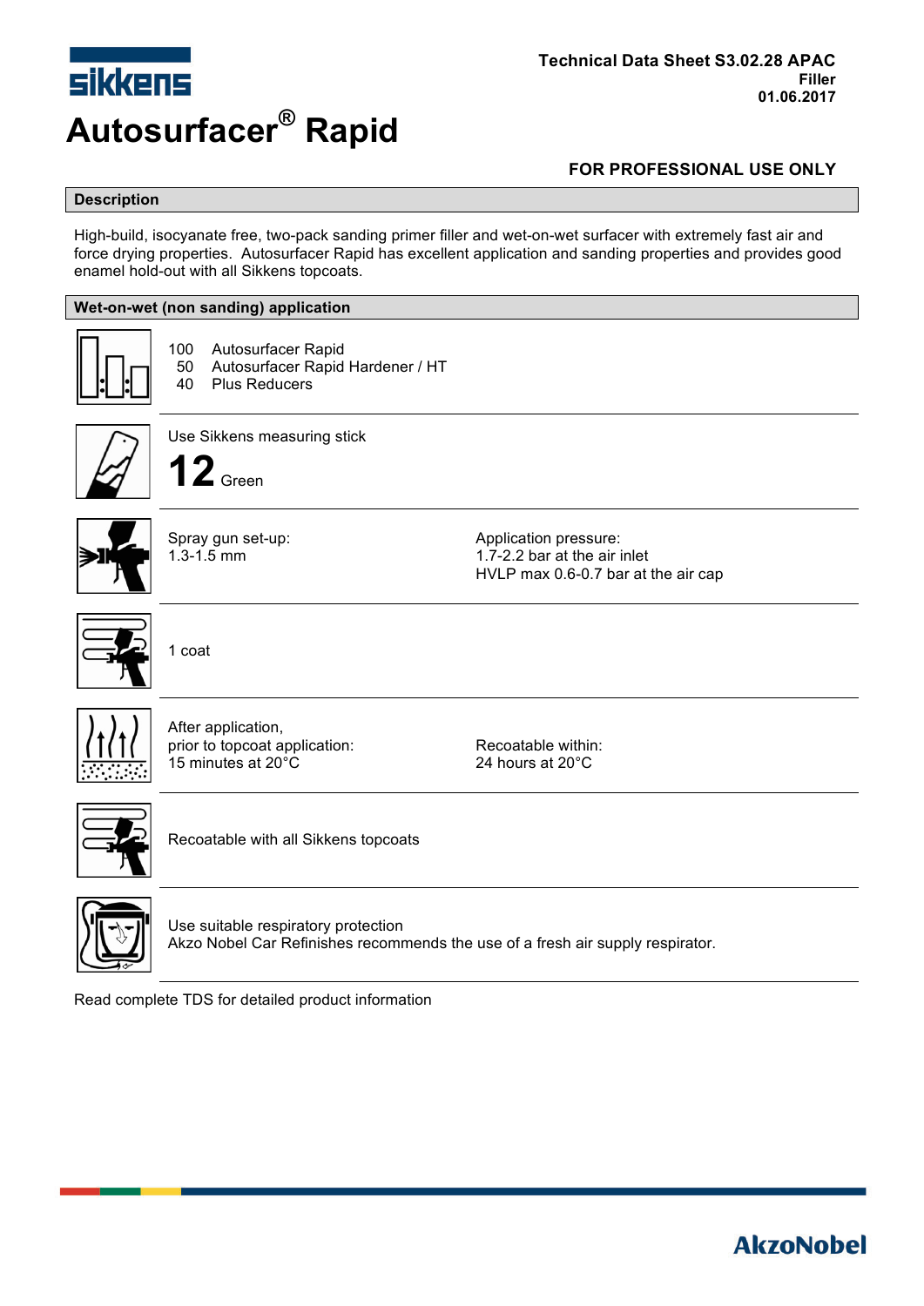# Autosurfacer® Rapid

**Technical Data Sheet S3.02.28 APAC**
**Filler**
**01.06.2017**

**FOR PROFESSIONAL USE ONLY**

## Description

High-build, isocyanate free, two-pack sanding primer filler and wet-on-wet surfacer with extremely fast air and force drying properties. Autosurfacer Rapid has excellent application and sanding properties and provides good enamel hold-out with all Sikkens topcoats.

## Wet-on-wet (non sanding) application

100 Autosurfacer Rapid
50 Autosurfacer Rapid Hardener / HT
40 Plus Reducers

---

Use Sikkens measuring stick

**12** Green

---

Spray gun set-up:
1.3-1.5 mm

Application pressure:
1.7-2.2 bar at the air inlet
HVLP max 0.6-0.7 bar at the air cap

---

1 coat

---

After application,
prior to topcoat application:
15 minutes at 20°C

Recoatable within:
24 hours at 20°C

---

Recoatable with all Sikkens topcoats

---

Use suitable respiratory protection
Akzo Nobel Car Refinishes recommends the use of a fresh air supply respirator.

---

Read complete TDS for detailed product information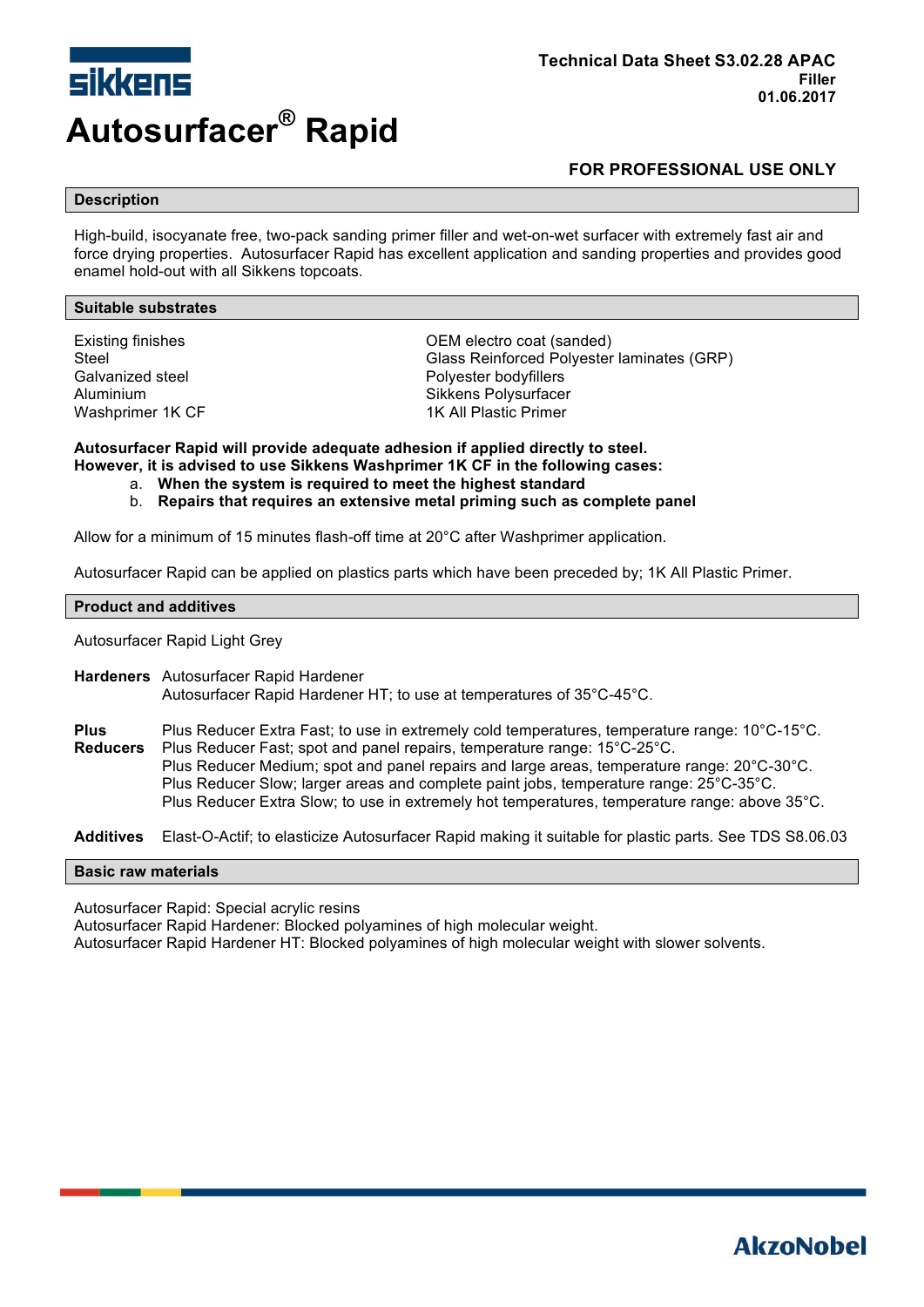# Autosurfacer® Rapid

Technical Data Sheet S3.02.28 APAC
Filler
01.06.2017

**FOR PROFESSIONAL USE ONLY**

## Description

High-build, isocyanate free, two-pack sanding primer filler and wet-on-wet surfacer with extremely fast air and force drying properties. Autosurfacer Rapid has excellent application and sanding properties and provides good enamel hold-out with all Sikkens topcoats.

## Suitable substrates

| | |
|---|---|
| Existing finishes | OEM electro coat (sanded) |
| Steel | Glass Reinforced Polyester laminates (GRP) |
| Galvanized steel | Polyester bodyfillers |
| Aluminium | Sikkens Polysurfacer |
| Washprimer 1K CF | 1K All Plastic Primer |

**Autosurfacer Rapid will provide adequate adhesion if applied directly to steel.**
**However, it is advised to use Sikkens Washprimer 1K CF in the following cases:**

a. **When the system is required to meet the highest standard**
b. **Repairs that requires an extensive metal priming such as complete panel**

Allow for a minimum of 15 minutes flash-off time at 20°C after Washprimer application.

Autosurfacer Rapid can be applied on plastics parts which have been preceded by; 1K All Plastic Primer.

## Product and additives

Autosurfacer Rapid Light Grey

**Hardeners**
Autosurfacer Rapid Hardener
Autosurfacer Rapid Hardener HT; to use at temperatures of 35°C-45°C.

**Plus Reducers**
Plus Reducer Extra Fast; to use in extremely cold temperatures, temperature range: 10°C-15°C.
Plus Reducer Fast; spot and panel repairs, temperature range: 15°C-25°C.
Plus Reducer Medium; spot and panel repairs and large areas, temperature range: 20°C-30°C.
Plus Reducer Slow; larger areas and complete paint jobs, temperature range: 25°C-35°C.
Plus Reducer Extra Slow; to use in extremely hot temperatures, temperature range: above 35°C.

**Additives**
Elast-O-Actif; to elasticize Autosurfacer Rapid making it suitable for plastic parts. See TDS S8.06.03

## Basic raw materials

Autosurfacer Rapid: Special acrylic resins
Autosurfacer Rapid Hardener: Blocked polyamines of high molecular weight.
Autosurfacer Rapid Hardener HT: Blocked polyamines of high molecular weight with slower solvents.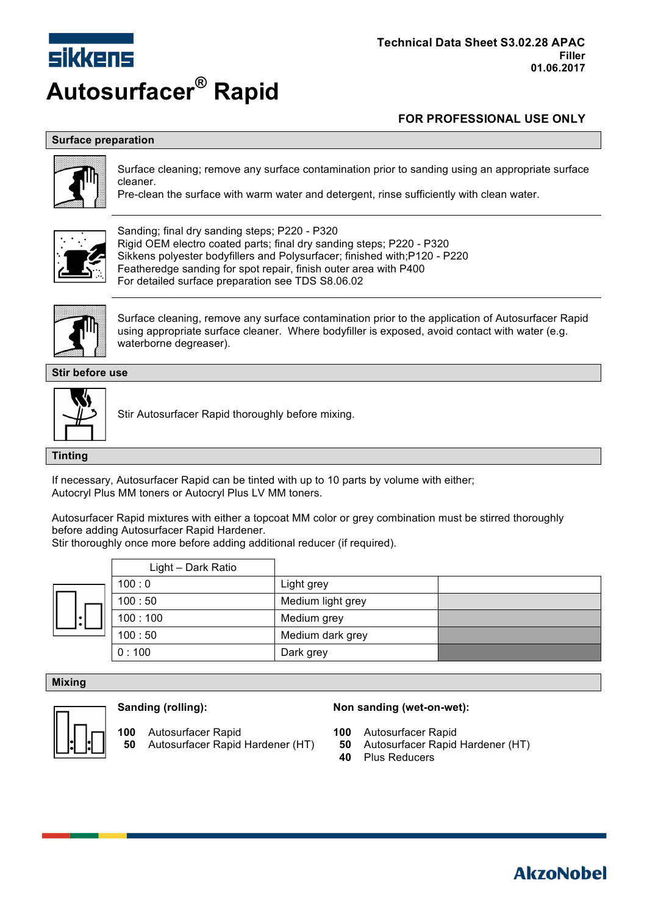# Autosurfacer® Rapid

Technical Data Sheet S3.02.28 APAC
Filler
01.06.2017

**FOR PROFESSIONAL USE ONLY**

## Surface preparation

Surface cleaning; remove any surface contamination prior to sanding using an appropriate surface cleaner.
Pre-clean the surface with warm water and detergent, rinse sufficiently with clean water.

Sanding; final dry sanding steps; P220 - P320
Rigid OEM electro coated parts; final dry sanding steps; P220 - P320
Sikkens polyester bodyfillers and Polysurfacer; finished with;P120 - P220
Featheredge sanding for spot repair, finish outer area with P400
For detailed surface preparation see TDS S8.06.02

Surface cleaning, remove any surface contamination prior to the application of Autosurfacer Rapid using appropriate surface cleaner. Where bodyfiller is exposed, avoid contact with water (e.g. waterborne degreaser).

## Stir before use

Stir Autosurfacer Rapid thoroughly before mixing.

## Tinting

If necessary, Autosurfacer Rapid can be tinted with up to 10 parts by volume with either;
Autocryl Plus MM toners or Autocryl Plus LV MM toners.

Autosurfacer Rapid mixtures with either a topcoat MM color or grey combination must be stirred thoroughly before adding Autosurfacer Rapid Hardener.
Stir thoroughly once more before adding additional reducer (if required).

| Light – Dark Ratio | | |
|---|---|---|
| 100 : 0 | Light grey | |
| 100 : 50 | Medium light grey | |
| 100 : 100 | Medium grey | |
| 100 : 50 | Medium dark grey | |
| 0 : 100 | Dark grey | |

## Mixing

**Sanding (rolling):**

**100** Autosurfacer Rapid
**50** Autosurfacer Rapid Hardener (HT)

**Non sanding (wet-on-wet):**

**100** Autosurfacer Rapid
**50** Autosurfacer Rapid Hardener (HT)
**40** Plus Reducers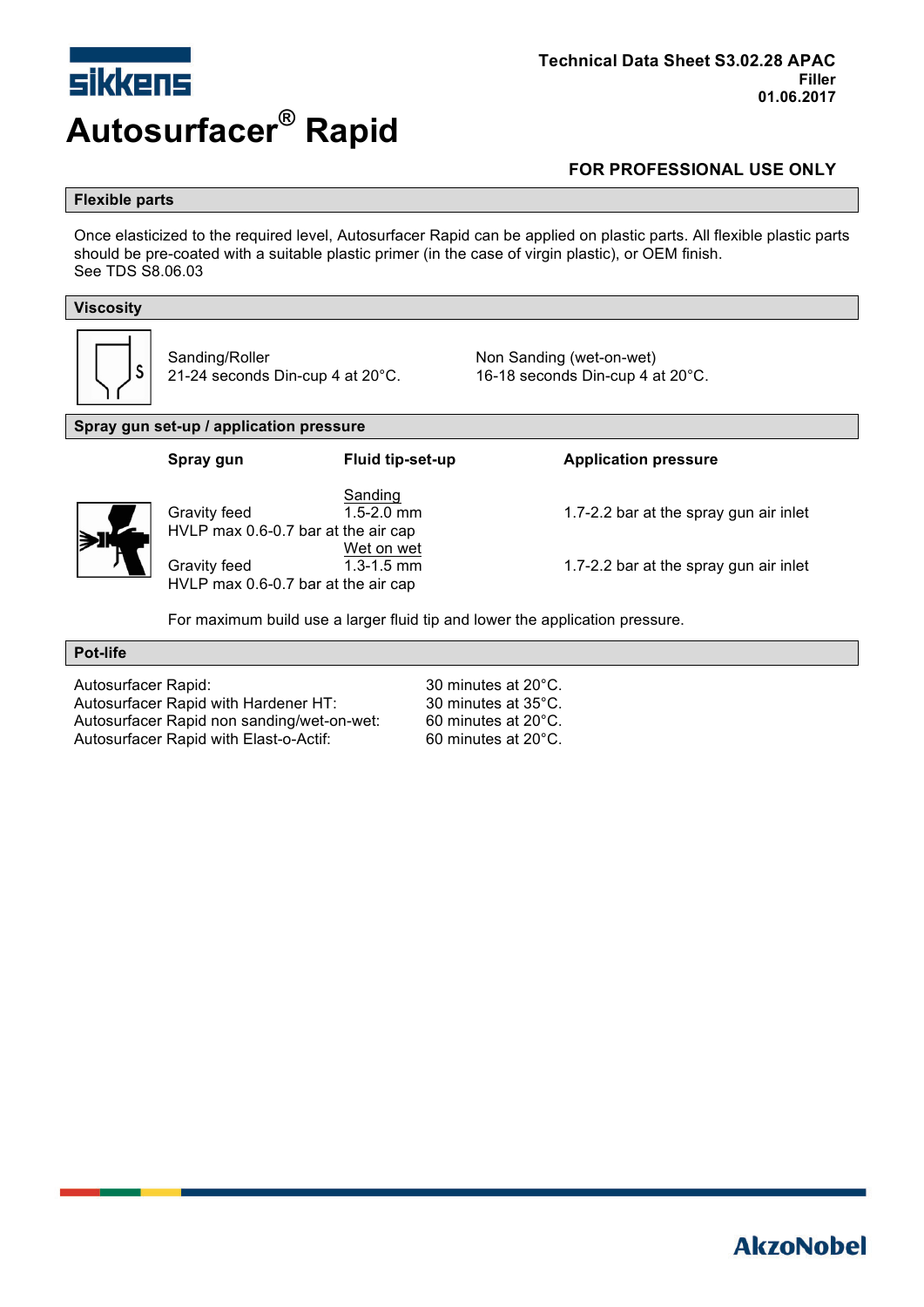Sikkens

# Autosurfacer® Rapid

**Technical Data Sheet S3.02.28 APAC**
**Filler**
**01.06.2017**

**FOR PROFESSIONAL USE ONLY**

## Flexible parts

Once elasticized to the required level, Autosurfacer Rapid can be applied on plastic parts. All flexible plastic parts should be pre-coated with a suitable plastic primer (in the case of virgin plastic), or OEM finish.
See TDS S8.06.03

## Viscosity

| Sanding/Roller | Non Sanding (wet-on-wet) |
|---|---|
| 21-24 seconds Din-cup 4 at 20°C. | 16-18 seconds Din-cup 4 at 20°C. |

## Spray gun set-up / application pressure

| Spray gun | Fluid tip-set-up | Application pressure |
|---|---|---|
| | Sanding | |
| Gravity feed | 1.5-2.0 mm | 1.7-2.2 bar at the spray gun air inlet |
| HVLP max 0.6-0.7 bar at the air cap | | |
| | Wet on wet | |
| Gravity feed | 1.3-1.5 mm | 1.7-2.2 bar at the spray gun air inlet |
| HVLP max 0.6-0.7 bar at the air cap | | |

For maximum build use a larger fluid tip and lower the application pressure.

## Pot-life

| | |
|---|---|
| Autosurfacer Rapid: | 30 minutes at 20°C. |
| Autosurfacer Rapid with Hardener HT: | 30 minutes at 35°C. |
| Autosurfacer Rapid non sanding/wet-on-wet: | 60 minutes at 20°C. |
| Autosurfacer Rapid with Elast-o-Actif: | 60 minutes at 20°C. |

AkzoNobel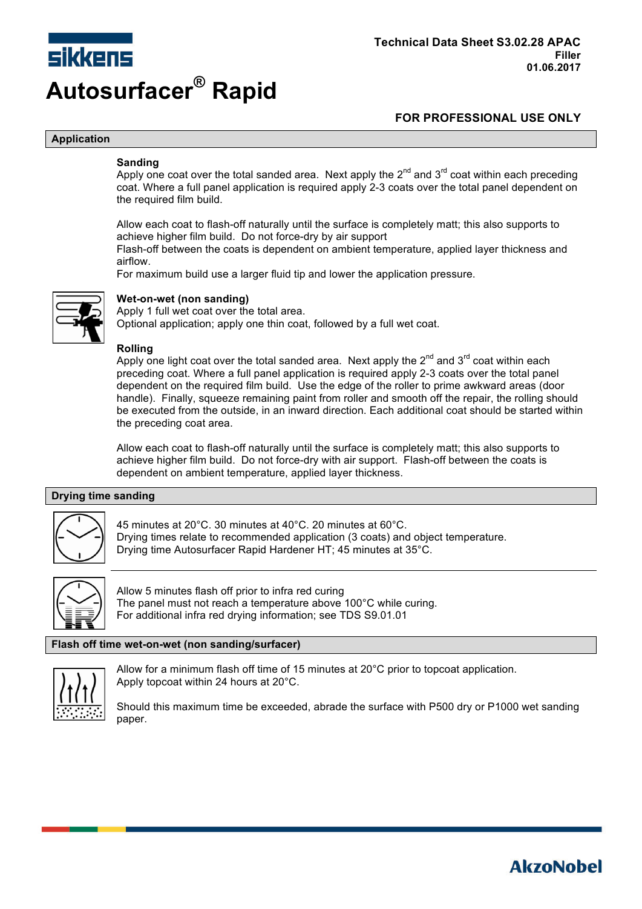# Autosurfacer® Rapid

**Technical Data Sheet S3.02.28 APAC**
**Filler**
**01.06.2017**

**FOR PROFESSIONAL USE ONLY**

## Application

**Sanding**
Apply one coat over the total sanded area. Next apply the 2nd and 3rd coat within each preceding coat. Where a full panel application is required apply 2-3 coats over the total panel dependent on the required film build.

Allow each coat to flash-off naturally until the surface is completely matt; this also supports to achieve higher film build. Do not force-dry by air support
Flash-off between the coats is dependent on ambient temperature, applied layer thickness and airflow.
For maximum build use a larger fluid tip and lower the application pressure.

**Wet-on-wet (non sanding)**
Apply 1 full wet coat over the total area.
Optional application; apply one thin coat, followed by a full wet coat.

**Rolling**
Apply one light coat over the total sanded area. Next apply the 2nd and 3rd coat within each preceding coat. Where a full panel application is required apply 2-3 coats over the total panel dependent on the required film build. Use the edge of the roller to prime awkward areas (door handle). Finally, squeeze remaining paint from roller and smooth off the repair, the rolling should be executed from the outside, in an inward direction. Each additional coat should be started within the preceding coat area.

Allow each coat to flash-off naturally until the surface is completely matt; this also supports to achieve higher film build. Do not force-dry with air support. Flash-off between the coats is dependent on ambient temperature, applied layer thickness.

## Drying time sanding

45 minutes at 20°C. 30 minutes at 40°C. 20 minutes at 60°C.
Drying times relate to recommended application (3 coats) and object temperature.
Drying time Autosurfacer Rapid Hardener HT; 45 minutes at 35°C.

Allow 5 minutes flash off prior to infra red curing
The panel must not reach a temperature above 100°C while curing.
For additional infra red drying information; see TDS S9.01.01

## Flash off time wet-on-wet (non sanding/surfacer)

Allow for a minimum flash off time of 15 minutes at 20°C prior to topcoat application.
Apply topcoat within 24 hours at 20°C.

Should this maximum time be exceeded, abrade the surface with P500 dry or P1000 wet sanding paper.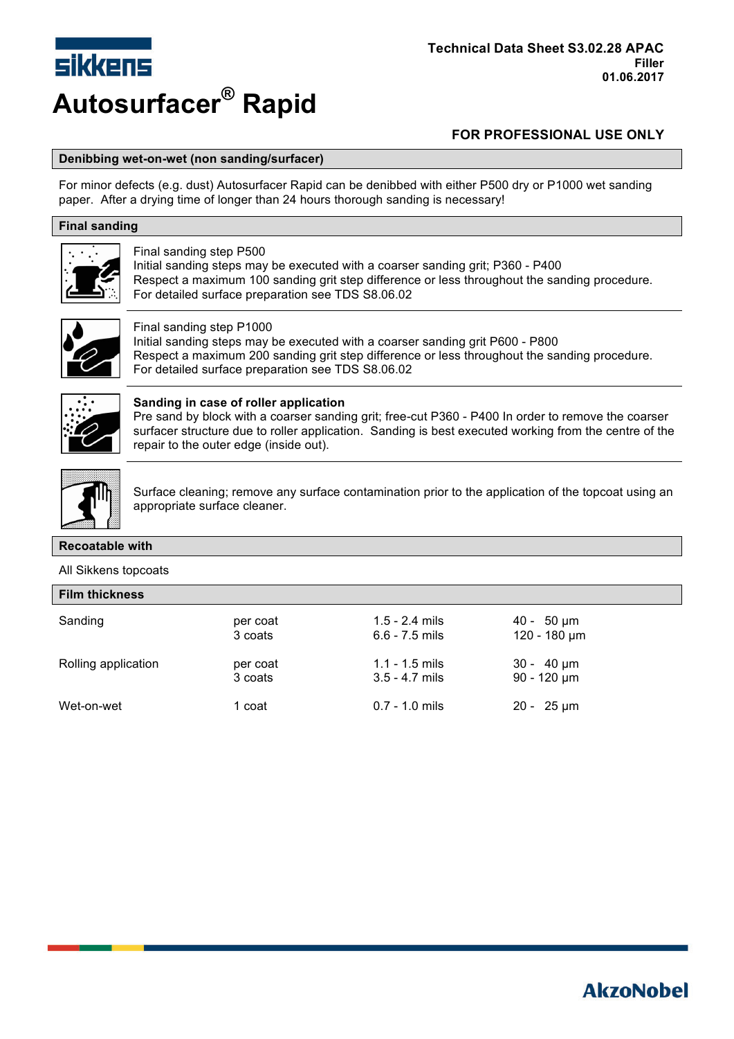Technical Data Sheet S3.02.28 APAC
Filler
01.06.2017

# Autosurfacer® Rapid

**FOR PROFESSIONAL USE ONLY**

## Denibbing wet-on-wet (non sanding/surfacer)

For minor defects (e.g. dust) Autosurfacer Rapid can be denibbed with either P500 dry or P1000 wet sanding paper. After a drying time of longer than 24 hours thorough sanding is necessary!

## Final sanding

Final sanding step P500
Initial sanding steps may be executed with a coarser sanding grit; P360 - P400
Respect a maximum 100 sanding grit step difference or less throughout the sanding procedure.
For detailed surface preparation see TDS S8.06.02

Final sanding step P1000
Initial sanding steps may be executed with a coarser sanding grit P600 - P800
Respect a maximum 200 sanding grit step difference or less throughout the sanding procedure.
For detailed surface preparation see TDS S8.06.02

**Sanding in case of roller application**
Pre sand by block with a coarser sanding grit; free-cut P360 - P400 In order to remove the coarser surfacer structure due to roller application. Sanding is best executed working from the centre of the repair to the outer edge (inside out).

Surface cleaning; remove any surface contamination prior to the application of the topcoat using an appropriate surface cleaner.

## Recoatable with

All Sikkens topcoats

## Film thickness

| | | | |
|---|---|---|---|
| Sanding | per coat | 1.5 - 2.4 mils | 40 - 50 µm |
| | 3 coats | 6.6 - 7.5 mils | 120 - 180 µm |
| Rolling application | per coat | 1.1 - 1.5 mils | 30 - 40 µm |
| | 3 coats | 3.5 - 4.7 mils | 90 - 120 µm |
| Wet-on-wet | 1 coat | 0.7 - 1.0 mils | 20 - 25 µm |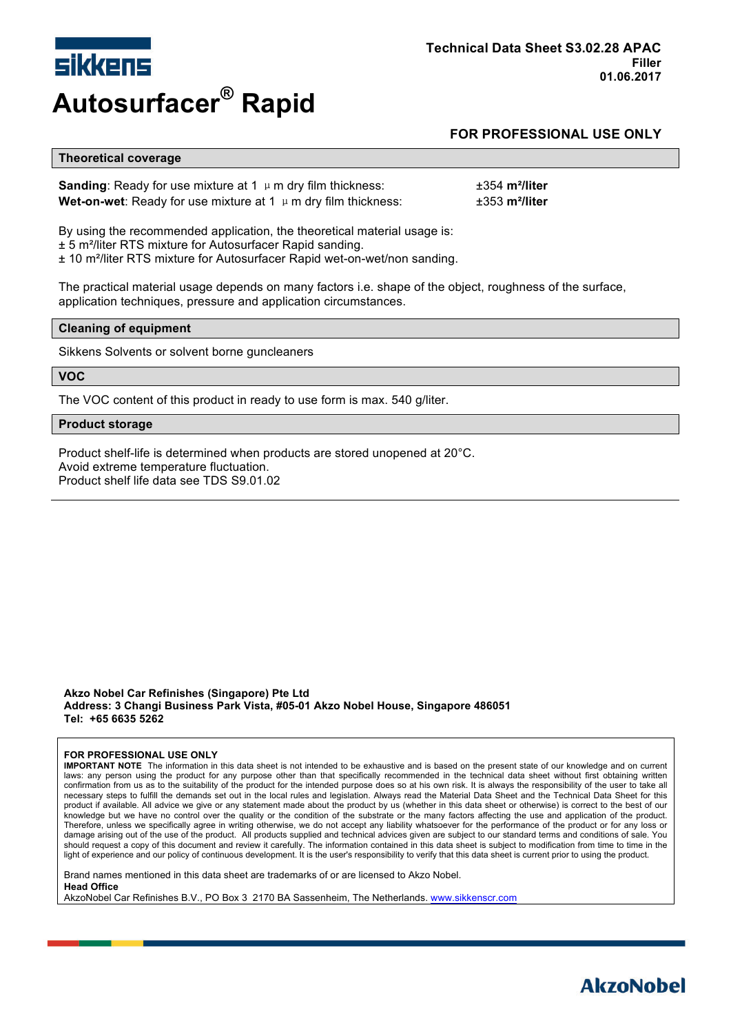## Theoretical coverage

**Sanding**: Ready for use mixture at 1 µ m dry film thickness: ±354 **m²/liter**
**Wet-on-wet**: Ready for use mixture at 1 µ m dry film thickness: ±353 **m²/liter**

By using the recommended application, the theoretical material usage is:
± 5 m²/liter RTS mixture for Autosurfacer Rapid sanding.
± 10 m²/liter RTS mixture for Autosurfacer Rapid wet-on-wet/non sanding.

The practical material usage depends on many factors i.e. shape of the object, roughness of the surface, application techniques, pressure and application circumstances.

## Cleaning of equipment

Sikkens Solvents or solvent borne guncleaners

## VOC

The VOC content of this product in ready to use form is max. 540 g/liter.

## Product storage

Product shelf-life is determined when products are stored unopened at 20°C.
Avoid extreme temperature fluctuation.
Product shelf life data see TDS S9.01.02

**Akzo Nobel Car Refinishes (Singapore) Pte Ltd**
**Address: 3 Changi Business Park Vista, #05-01 Akzo Nobel House, Singapore 486051**
**Tel: +65 6635 5262**

**FOR PROFESSIONAL USE ONLY**
**IMPORTANT NOTE** The information in this data sheet is not intended to be exhaustive and is based on the present state of our knowledge and on current laws: any person using the product for any purpose other than that specifically recommended in the technical data sheet without first obtaining written confirmation from us as to the suitability of the product for the intended purpose does so at his own risk. It is always the responsibility of the user to take all necessary steps to fulfill the demands set out in the local rules and legislation. Always read the Material Data Sheet and the Technical Data Sheet for this product if available. All advice we give or any statement made about the product by us (whether in this data sheet or otherwise) is correct to the best of our knowledge but we have no control over the quality or the condition of the substrate or the many factors affecting the use and application of the product. Therefore, unless we specifically agree in writing otherwise, we do not accept any liability whatsoever for the performance of the product or for any loss or damage arising out of the use of the product. All products supplied and technical advices given are subject to our standard terms and conditions of sale. You should request a copy of this document and review it carefully. The information contained in this data sheet is subject to modification from time to time in the light of experience and our policy of continuous development. It is the user's responsibility to verify that this data sheet is current prior to using the product.

Brand names mentioned in this data sheet are trademarks of or are licensed to Akzo Nobel.
**Head Office**
AkzoNobel Car Refinishes B.V., PO Box 3 2170 BA Sassenheim, The Netherlands. www.sikkenscr.com